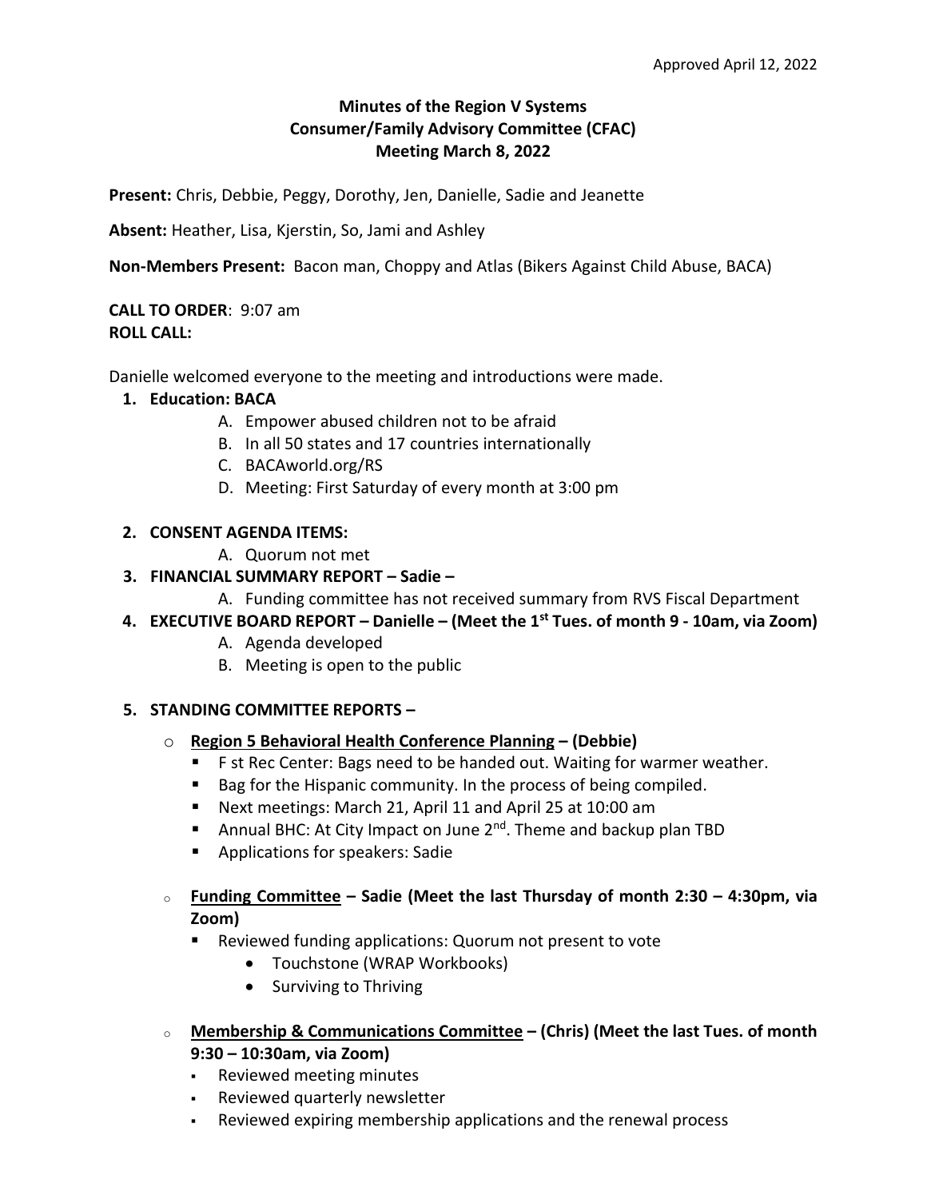Approved April 12, 2022

**Minutes of the Region V Systems**
**Consumer/Family Advisory Committee (CFAC)**
**Meeting March 8, 2022**

**Present:** Chris, Debbie, Peggy, Dorothy, Jen, Danielle, Sadie and Jeanette

**Absent:** Heather, Lisa, Kjerstin, So, Jami and Ashley

**Non-Members Present:** Bacon man, Choppy and Atlas (Bikers Against Child Abuse, BACA)

**CALL TO ORDER**: 9:07 am
**ROLL CALL:**

Danielle welcomed everyone to the meeting and introductions were made.

1. **Education: BACA**
   - A. Empower abused children not to be afraid
   - B. In all 50 states and 17 countries internationally
   - C. BACAworld.org/RS
   - D. Meeting: First Saturday of every month at 3:00 pm

2. **CONSENT AGENDA ITEMS:**
   - A. Quorum not met

3. **FINANCIAL SUMMARY REPORT – Sadie –**
   - A. Funding committee has not received summary from RVS Fiscal Department

4. **EXECUTIVE BOARD REPORT – Danielle – (Meet the 1st Tues. of month 9 - 10am, via Zoom)**
   - A. Agenda developed
   - B. Meeting is open to the public

5. **STANDING COMMITTEE REPORTS –**
   - **<u>Region 5 Behavioral Health Conference Planning</u> – (Debbie)**
     - F st Rec Center: Bags need to be handed out. Waiting for warmer weather.
     - Bag for the Hispanic community. In the process of being compiled.
     - Next meetings: March 21, April 11 and April 25 at 10:00 am
     - Annual BHC: At City Impact on June 2nd. Theme and backup plan TBD
     - Applications for speakers: Sadie
   - **<u>Funding Committee</u> – Sadie (Meet the last Thursday of month 2:30 – 4:30pm, via Zoom)**
     - Reviewed funding applications: Quorum not present to vote
       - Touchstone (WRAP Workbooks)
       - Surviving to Thriving
   - **<u>Membership & Communications Committee</u> – (Chris) (Meet the last Tues. of month 9:30 – 10:30am, via Zoom)**
     - Reviewed meeting minutes
     - Reviewed quarterly newsletter
     - Reviewed expiring membership applications and the renewal process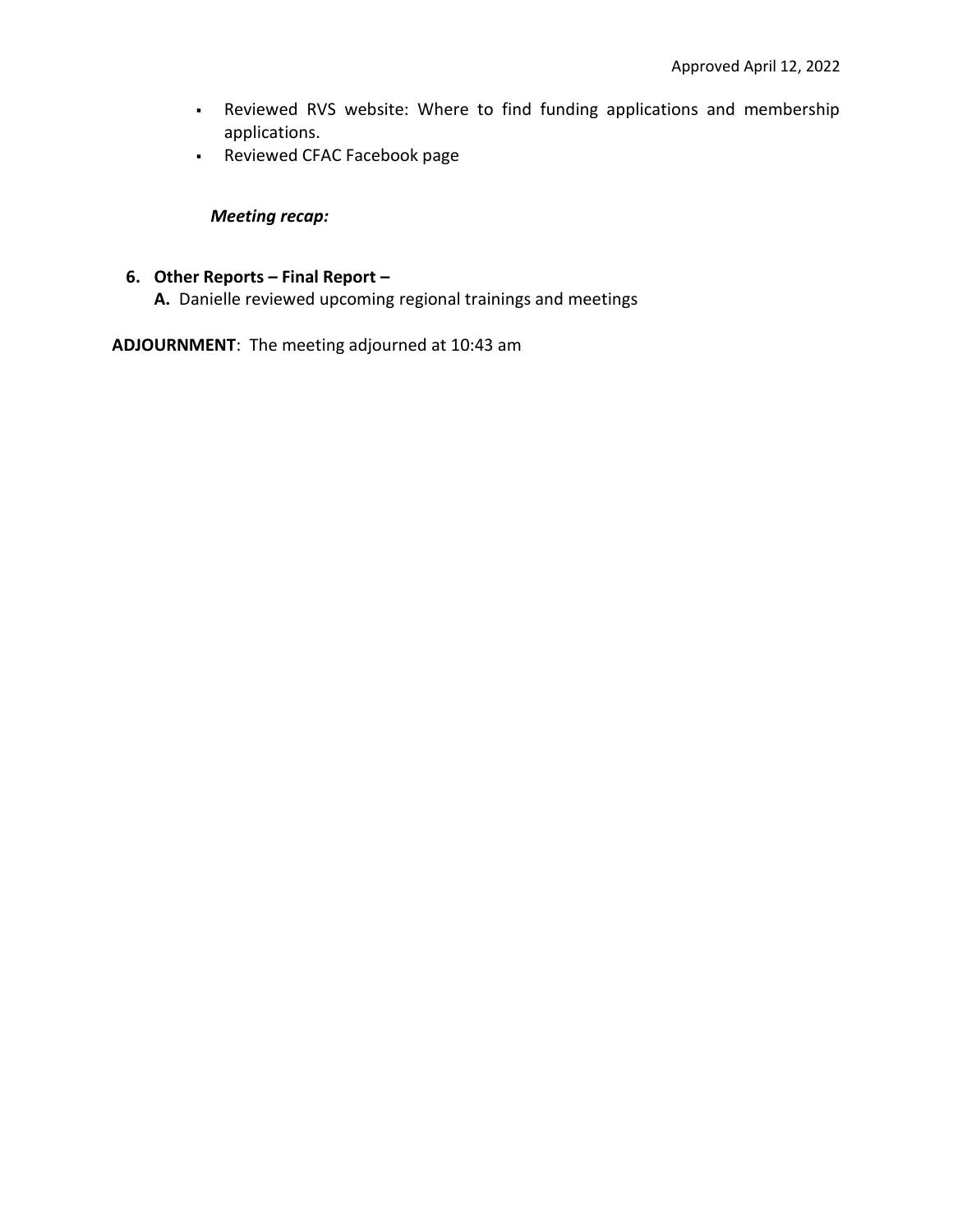Approved April 12, 2022

- Reviewed RVS website: Where to find funding applications and membership applications.
- Reviewed CFAC Facebook page

***Meeting recap:***

6. **Other Reports – Final Report –**
   **A.** Danielle reviewed upcoming regional trainings and meetings

**ADJOURNMENT**: The meeting adjourned at 10:43 am